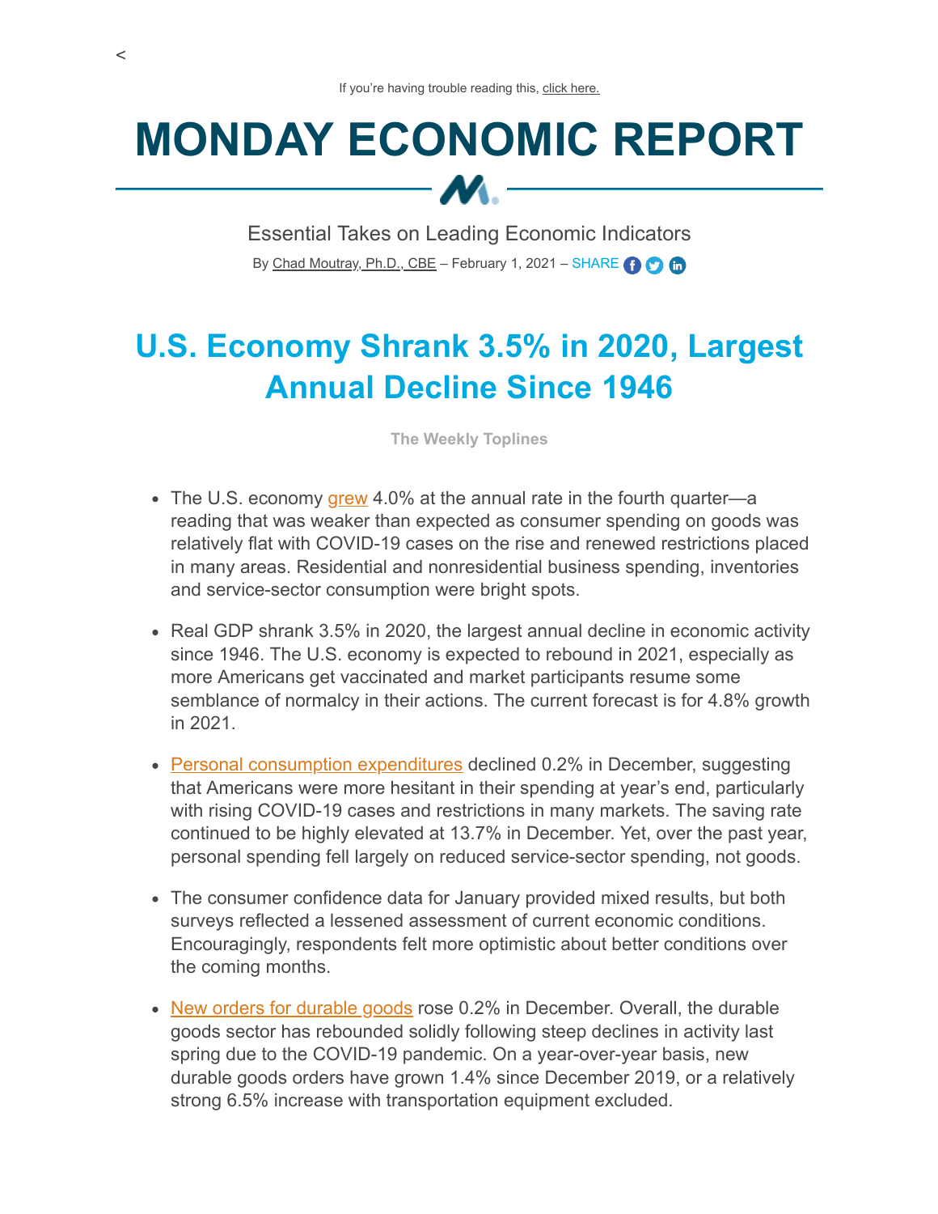<

If you're having trouble reading this, click here.

# MONDAY ECONOMIC REPORT

Essential Takes on Leading Economic Indicators

By Chad Moutray, Ph.D., CBE – February 1, 2021 – SHARE

## U.S. Economy Shrank 3.5% in 2020, Largest Annual Decline Since 1946

**The Weekly Toplines**

- The U.S. economy grew 4.0% at the annual rate in the fourth quarter—a reading that was weaker than expected as consumer spending on goods was relatively flat with COVID-19 cases on the rise and renewed restrictions placed in many areas. Residential and nonresidential business spending, inventories and service-sector consumption were bright spots.
- Real GDP shrank 3.5% in 2020, the largest annual decline in economic activity since 1946. The U.S. economy is expected to rebound in 2021, especially as more Americans get vaccinated and market participants resume some semblance of normalcy in their actions. The current forecast is for 4.8% growth in 2021.
- Personal consumption expenditures declined 0.2% in December, suggesting that Americans were more hesitant in their spending at year's end, particularly with rising COVID-19 cases and restrictions in many markets. The saving rate continued to be highly elevated at 13.7% in December. Yet, over the past year, personal spending fell largely on reduced service-sector spending, not goods.
- The consumer confidence data for January provided mixed results, but both surveys reflected a lessened assessment of current economic conditions. Encouragingly, respondents felt more optimistic about better conditions over the coming months.
- New orders for durable goods rose 0.2% in December. Overall, the durable goods sector has rebounded solidly following steep declines in activity last spring due to the COVID-19 pandemic. On a year-over-year basis, new durable goods orders have grown 1.4% since December 2019, or a relatively strong 6.5% increase with transportation equipment excluded.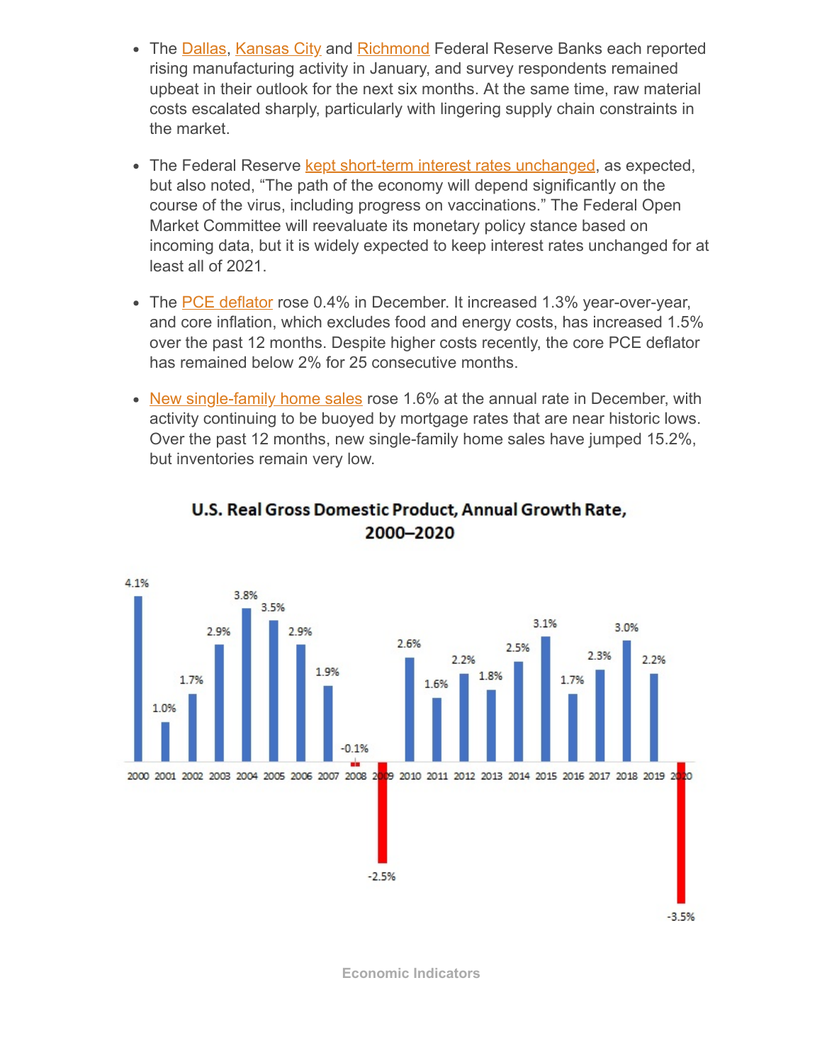- The Dallas, Kansas City and Richmond Federal Reserve Banks each reported rising manufacturing activity in January, and survey respondents remained upbeat in their outlook for the next six months. At the same time, raw material costs escalated sharply, particularly with lingering supply chain constraints in the market.

- The Federal Reserve kept short-term interest rates unchanged, as expected, but also noted, "The path of the economy will depend significantly on the course of the virus, including progress on vaccinations." The Federal Open Market Committee will reevaluate its monetary policy stance based on incoming data, but it is widely expected to keep interest rates unchanged for at least all of 2021.

- The PCE deflator rose 0.4% in December. It increased 1.3% year-over-year, and core inflation, which excludes food and energy costs, has increased 1.5% over the past 12 months. Despite higher costs recently, the core PCE deflator has remained below 2% for 25 consecutive months.

- New single-family home sales rose 1.6% at the annual rate in December, with activity continuing to be buoyed by mortgage rates that are near historic lows. Over the past 12 months, new single-family home sales have jumped 15.2%, but inventories remain very low.

**U.S. Real Gross Domestic Product, Annual Growth Rate, 2000–2020**

| Year | Growth Rate |
| --- | --- |
| 2000 | 4.1% |
| 2001 | 1.0% |
| 2002 | 1.7% |
| 2003 | 2.9% |
| 2004 | 3.8% |
| 2005 | 3.5% |
| 2006 | 2.9% |
| 2007 | 1.9% |
| 2008 | -0.1% |
| 2009 | -2.5% |
| 2010 | 2.6% |
| 2011 | 1.6% |
| 2012 | 2.2% |
| 2013 | 1.8% |
| 2014 | 2.5% |
| 2015 | 3.1% |
| 2016 | 1.7% |
| 2017 | 2.3% |
| 2018 | 3.0% |
| 2019 | 2.2% |
| 2020 | -3.5% |

**Economic Indicators**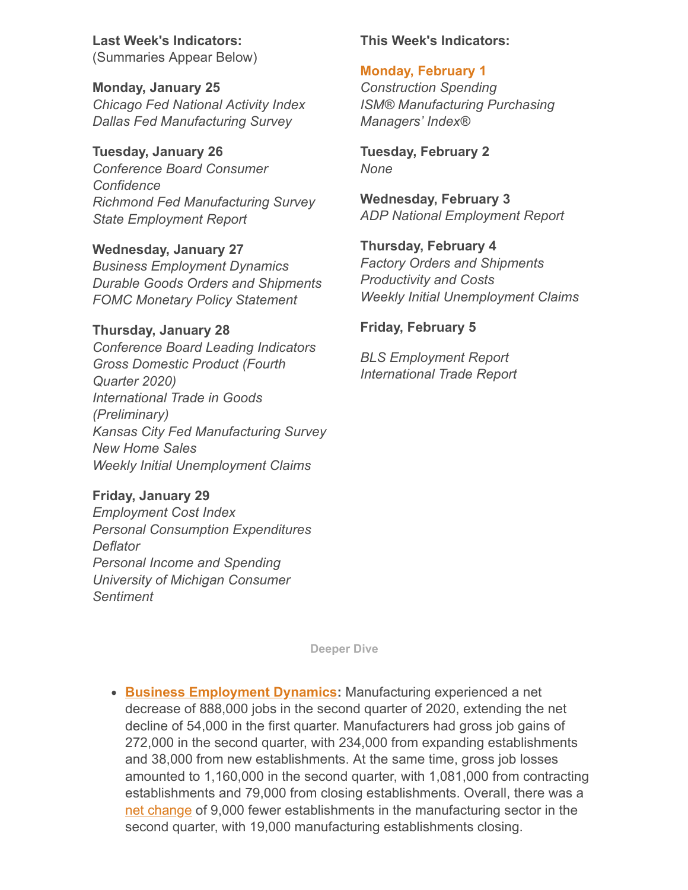**Last Week's Indicators:**
(Summaries Appear Below)

**Monday, January 25**
*Chicago Fed National Activity Index*
*Dallas Fed Manufacturing Survey*

**Tuesday, January 26**
*Conference Board Consumer Confidence*
*Richmond Fed Manufacturing Survey*
*State Employment Report*

**Wednesday, January 27**
*Business Employment Dynamics*
*Durable Goods Orders and Shipments*
*FOMC Monetary Policy Statement*

**Thursday, January 28**
*Conference Board Leading Indicators*
*Gross Domestic Product (Fourth Quarter 2020)*
*International Trade in Goods (Preliminary)*
*Kansas City Fed Manufacturing Survey*
*New Home Sales*
*Weekly Initial Unemployment Claims*

**Friday, January 29**
*Employment Cost Index*
*Personal Consumption Expenditures Deflator*
*Personal Income and Spending*
*University of Michigan Consumer Sentiment*

**This Week's Indicators:**

**Monday, February 1**
*Construction Spending*
*ISM® Manufacturing Purchasing Managers' Index®*

**Tuesday, February 2**
*None*

**Wednesday, February 3**
*ADP National Employment Report*

**Thursday, February 4**
*Factory Orders and Shipments*
*Productivity and Costs*
*Weekly Initial Unemployment Claims*

**Friday, February 5**

*BLS Employment Report*
*International Trade Report*

## Deeper Dive

- **Business Employment Dynamics:** Manufacturing experienced a net decrease of 888,000 jobs in the second quarter of 2020, extending the net decline of 54,000 in the first quarter. Manufacturers had gross job gains of 272,000 in the second quarter, with 234,000 from expanding establishments and 38,000 from new establishments. At the same time, gross job losses amounted to 1,160,000 in the second quarter, with 1,081,000 from contracting establishments and 79,000 from closing establishments. Overall, there was a net change of 9,000 fewer establishments in the manufacturing sector in the second quarter, with 19,000 manufacturing establishments closing.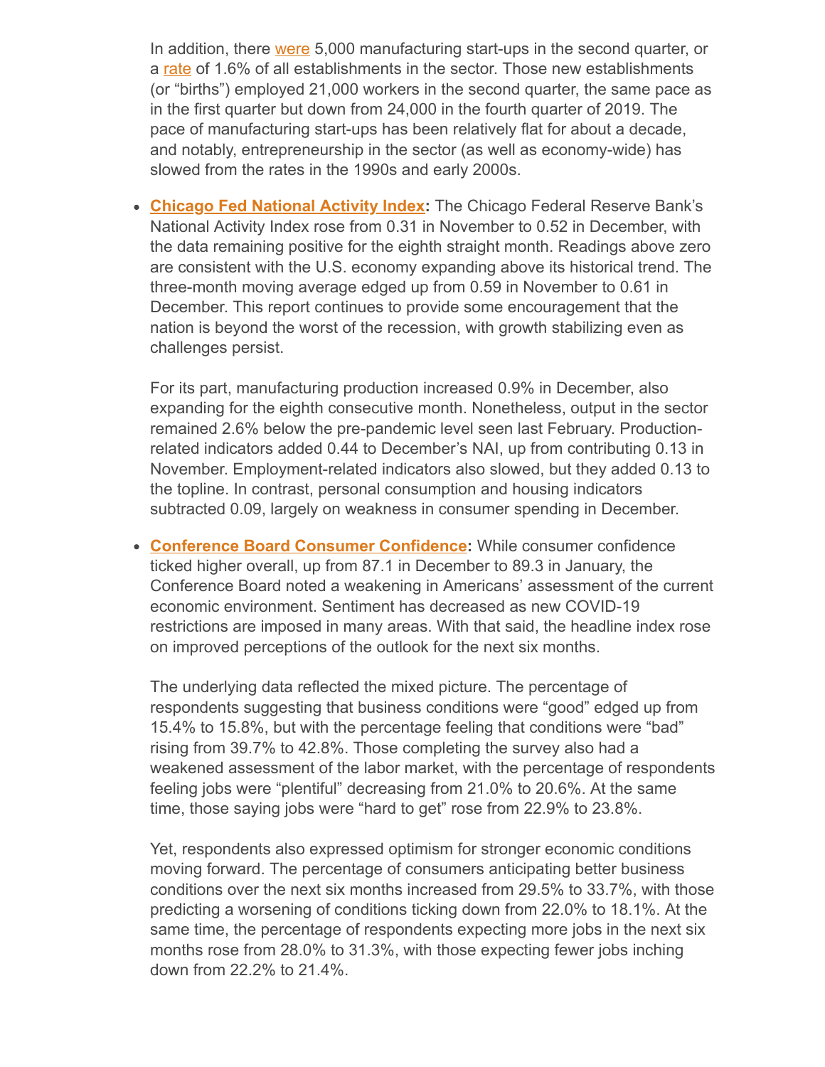In addition, there were 5,000 manufacturing start-ups in the second quarter, or a rate of 1.6% of all establishments in the sector. Those new establishments (or "births") employed 21,000 workers in the second quarter, the same pace as in the first quarter but down from 24,000 in the fourth quarter of 2019. The pace of manufacturing start-ups has been relatively flat for about a decade, and notably, entrepreneurship in the sector (as well as economy-wide) has slowed from the rates in the 1990s and early 2000s.

- **Chicago Fed National Activity Index:** The Chicago Federal Reserve Bank's National Activity Index rose from 0.31 in November to 0.52 in December, with the data remaining positive for the eighth straight month. Readings above zero are consistent with the U.S. economy expanding above its historical trend. The three-month moving average edged up from 0.59 in November to 0.61 in December. This report continues to provide some encouragement that the nation is beyond the worst of the recession, with growth stabilizing even as challenges persist.

  For its part, manufacturing production increased 0.9% in December, also expanding for the eighth consecutive month. Nonetheless, output in the sector remained 2.6% below the pre-pandemic level seen last February. Production-related indicators added 0.44 to December's NAI, up from contributing 0.13 in November. Employment-related indicators also slowed, but they added 0.13 to the topline. In contrast, personal consumption and housing indicators subtracted 0.09, largely on weakness in consumer spending in December.

- **Conference Board Consumer Confidence:** While consumer confidence ticked higher overall, up from 87.1 in December to 89.3 in January, the Conference Board noted a weakening in Americans' assessment of the current economic environment. Sentiment has decreased as new COVID-19 restrictions are imposed in many areas. With that said, the headline index rose on improved perceptions of the outlook for the next six months.

  The underlying data reflected the mixed picture. The percentage of respondents suggesting that business conditions were "good" edged up from 15.4% to 15.8%, but with the percentage feeling that conditions were "bad" rising from 39.7% to 42.8%. Those completing the survey also had a weakened assessment of the labor market, with the percentage of respondents feeling jobs were "plentiful" decreasing from 21.0% to 20.6%. At the same time, those saying jobs were "hard to get" rose from 22.9% to 23.8%.

  Yet, respondents also expressed optimism for stronger economic conditions moving forward. The percentage of consumers anticipating better business conditions over the next six months increased from 29.5% to 33.7%, with those predicting a worsening of conditions ticking down from 22.0% to 18.1%. At the same time, the percentage of respondents expecting more jobs in the next six months rose from 28.0% to 31.3%, with those expecting fewer jobs inching down from 22.2% to 21.4%.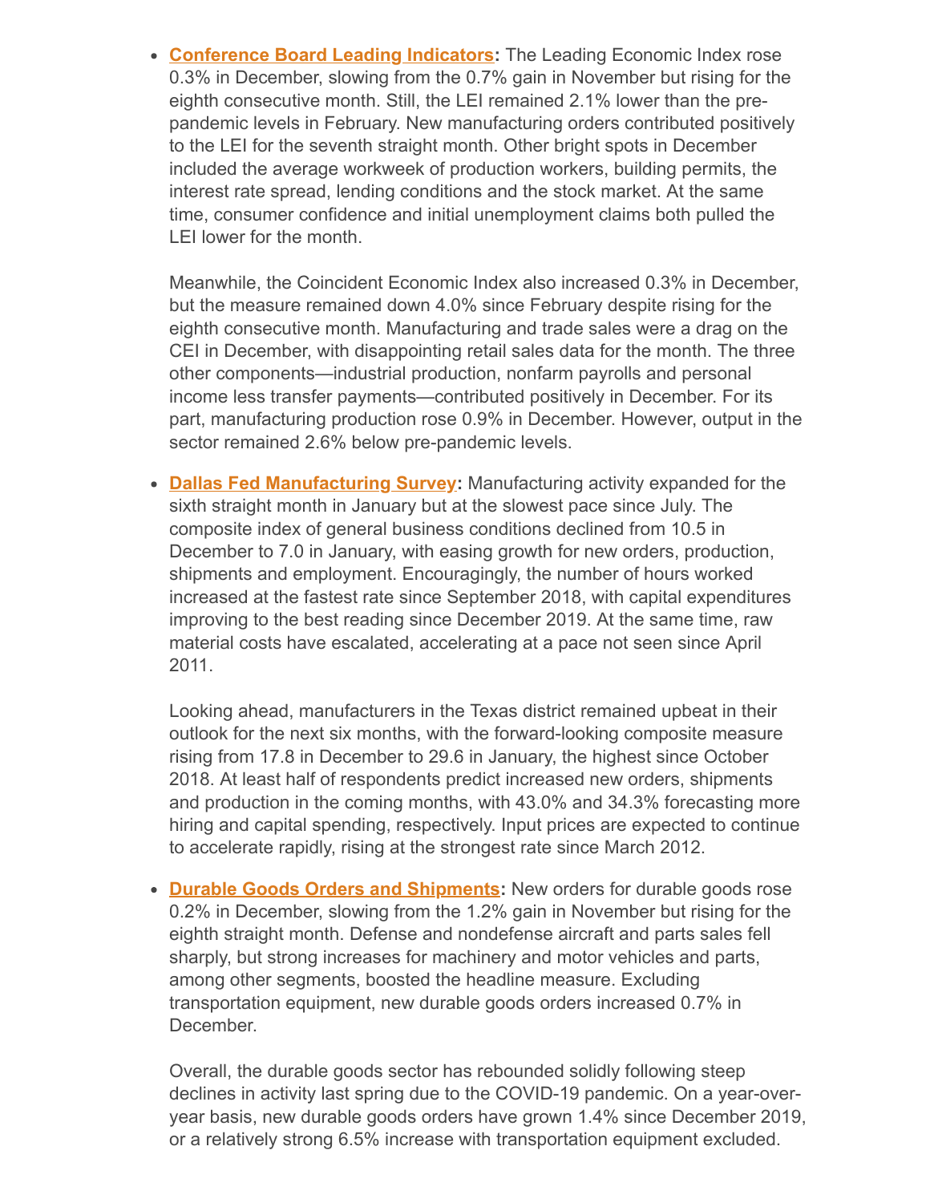- **Conference Board Leading Indicators:** The Leading Economic Index rose 0.3% in December, slowing from the 0.7% gain in November but rising for the eighth consecutive month. Still, the LEI remained 2.1% lower than the pre-pandemic levels in February. New manufacturing orders contributed positively to the LEI for the seventh straight month. Other bright spots in December included the average workweek of production workers, building permits, the interest rate spread, lending conditions and the stock market. At the same time, consumer confidence and initial unemployment claims both pulled the LEI lower for the month.

  Meanwhile, the Coincident Economic Index also increased 0.3% in December, but the measure remained down 4.0% since February despite rising for the eighth consecutive month. Manufacturing and trade sales were a drag on the CEI in December, with disappointing retail sales data for the month. The three other components—industrial production, nonfarm payrolls and personal income less transfer payments—contributed positively in December. For its part, manufacturing production rose 0.9% in December. However, output in the sector remained 2.6% below pre-pandemic levels.

- **Dallas Fed Manufacturing Survey:** Manufacturing activity expanded for the sixth straight month in January but at the slowest pace since July. The composite index of general business conditions declined from 10.5 in December to 7.0 in January, with easing growth for new orders, production, shipments and employment. Encouragingly, the number of hours worked increased at the fastest rate since September 2018, with capital expenditures improving to the best reading since December 2019. At the same time, raw material costs have escalated, accelerating at a pace not seen since April 2011.

  Looking ahead, manufacturers in the Texas district remained upbeat in their outlook for the next six months, with the forward-looking composite measure rising from 17.8 in December to 29.6 in January, the highest since October 2018. At least half of respondents predict increased new orders, shipments and production in the coming months, with 43.0% and 34.3% forecasting more hiring and capital spending, respectively. Input prices are expected to continue to accelerate rapidly, rising at the strongest rate since March 2012.

- **Durable Goods Orders and Shipments:** New orders for durable goods rose 0.2% in December, slowing from the 1.2% gain in November but rising for the eighth straight month. Defense and nondefense aircraft and parts sales fell sharply, but strong increases for machinery and motor vehicles and parts, among other segments, boosted the headline measure. Excluding transportation equipment, new durable goods orders increased 0.7% in December.

  Overall, the durable goods sector has rebounded solidly following steep declines in activity last spring due to the COVID-19 pandemic. On a year-over-year basis, new durable goods orders have grown 1.4% since December 2019, or a relatively strong 6.5% increase with transportation equipment excluded.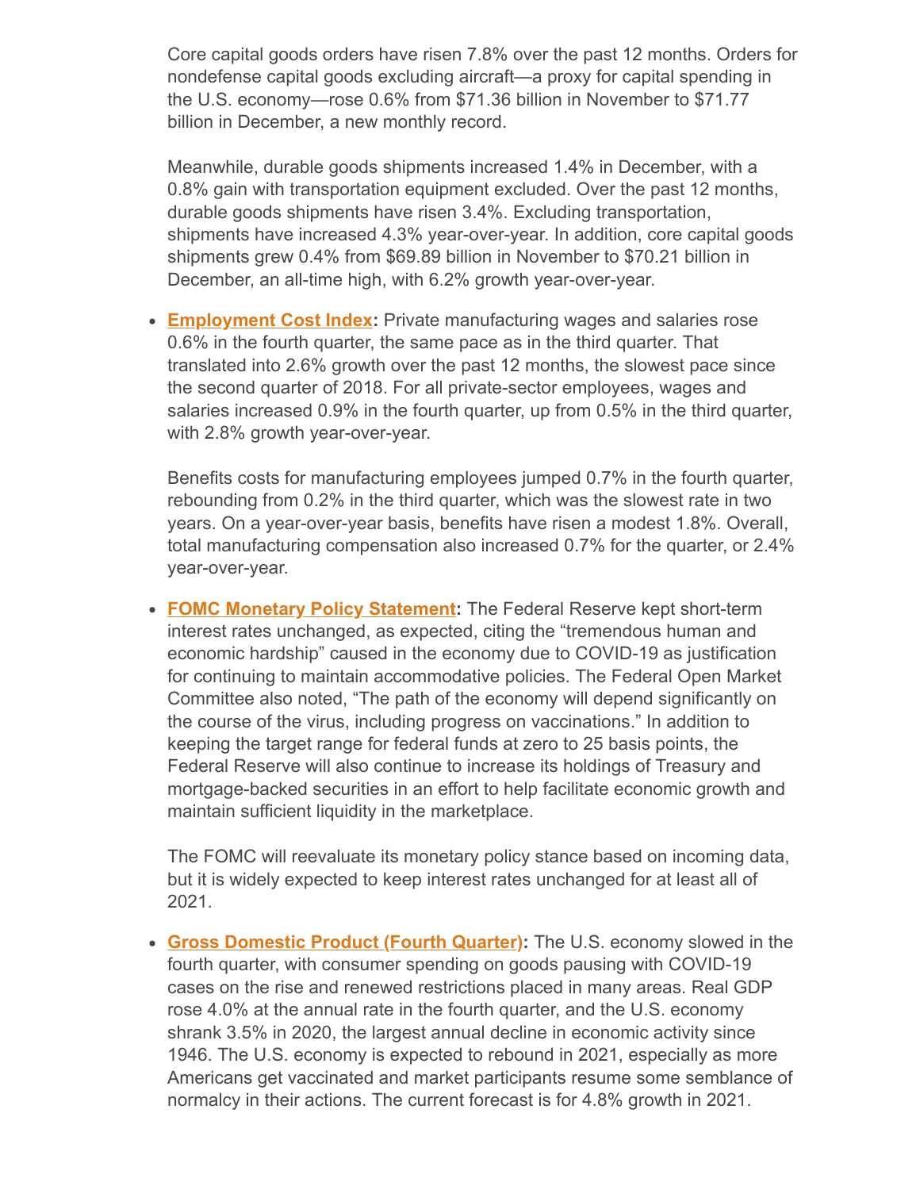Core capital goods orders have risen 7.8% over the past 12 months. Orders for nondefense capital goods excluding aircraft—a proxy for capital spending in the U.S. economy—rose 0.6% from $71.36 billion in November to $71.77 billion in December, a new monthly record.

Meanwhile, durable goods shipments increased 1.4% in December, with a 0.8% gain with transportation equipment excluded. Over the past 12 months, durable goods shipments have risen 3.4%. Excluding transportation, shipments have increased 4.3% year-over-year. In addition, core capital goods shipments grew 0.4% from $69.89 billion in November to $70.21 billion in December, an all-time high, with 6.2% growth year-over-year.

- **Employment Cost Index:** Private manufacturing wages and salaries rose 0.6% in the fourth quarter, the same pace as in the third quarter. That translated into 2.6% growth over the past 12 months, the slowest pace since the second quarter of 2018. For all private-sector employees, wages and salaries increased 0.9% in the fourth quarter, up from 0.5% in the third quarter, with 2.8% growth year-over-year.

  Benefits costs for manufacturing employees jumped 0.7% in the fourth quarter, rebounding from 0.2% in the third quarter, which was the slowest rate in two years. On a year-over-year basis, benefits have risen a modest 1.8%. Overall, total manufacturing compensation also increased 0.7% for the quarter, or 2.4% year-over-year.

- **FOMC Monetary Policy Statement:** The Federal Reserve kept short-term interest rates unchanged, as expected, citing the "tremendous human and economic hardship" caused in the economy due to COVID-19 as justification for continuing to maintain accommodative policies. The Federal Open Market Committee also noted, "The path of the economy will depend significantly on the course of the virus, including progress on vaccinations." In addition to keeping the target range for federal funds at zero to 25 basis points, the Federal Reserve will also continue to increase its holdings of Treasury and mortgage-backed securities in an effort to help facilitate economic growth and maintain sufficient liquidity in the marketplace.

  The FOMC will reevaluate its monetary policy stance based on incoming data, but it is widely expected to keep interest rates unchanged for at least all of 2021.

- **Gross Domestic Product (Fourth Quarter):** The U.S. economy slowed in the fourth quarter, with consumer spending on goods pausing with COVID-19 cases on the rise and renewed restrictions placed in many areas. Real GDP rose 4.0% at the annual rate in the fourth quarter, and the U.S. economy shrank 3.5% in 2020, the largest annual decline in economic activity since 1946. The U.S. economy is expected to rebound in 2021, especially as more Americans get vaccinated and market participants resume some semblance of normalcy in their actions. The current forecast is for 4.8% growth in 2021.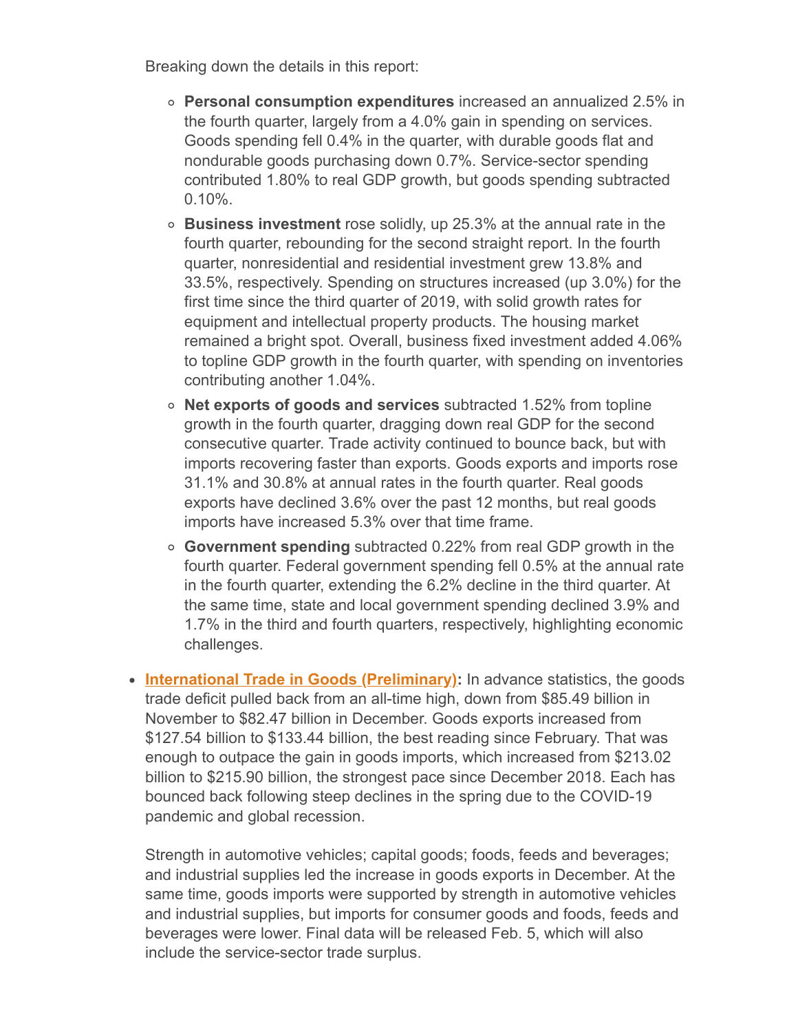Breaking down the details in this report:

- **Personal consumption expenditures** increased an annualized 2.5% in the fourth quarter, largely from a 4.0% gain in spending on services. Goods spending fell 0.4% in the quarter, with durable goods flat and nondurable goods purchasing down 0.7%. Service-sector spending contributed 1.80% to real GDP growth, but goods spending subtracted 0.10%.
- **Business investment** rose solidly, up 25.3% at the annual rate in the fourth quarter, rebounding for the second straight report. In the fourth quarter, nonresidential and residential investment grew 13.8% and 33.5%, respectively. Spending on structures increased (up 3.0%) for the first time since the third quarter of 2019, with solid growth rates for equipment and intellectual property products. The housing market remained a bright spot. Overall, business fixed investment added 4.06% to topline GDP growth in the fourth quarter, with spending on inventories contributing another 1.04%.
- **Net exports of goods and services** subtracted 1.52% from topline growth in the fourth quarter, dragging down real GDP for the second consecutive quarter. Trade activity continued to bounce back, but with imports recovering faster than exports. Goods exports and imports rose 31.1% and 30.8% at annual rates in the fourth quarter. Real goods exports have declined 3.6% over the past 12 months, but real goods imports have increased 5.3% over that time frame.
- **Government spending** subtracted 0.22% from real GDP growth in the fourth quarter. Federal government spending fell 0.5% at the annual rate in the fourth quarter, extending the 6.2% decline in the third quarter. At the same time, state and local government spending declined 3.9% and 1.7% in the third and fourth quarters, respectively, highlighting economic challenges.

- **International Trade in Goods (Preliminary):** In advance statistics, the goods trade deficit pulled back from an all-time high, down from $85.49 billion in November to $82.47 billion in December. Goods exports increased from $127.54 billion to $133.44 billion, the best reading since February. That was enough to outpace the gain in goods imports, which increased from $213.02 billion to $215.90 billion, the strongest pace since December 2018. Each has bounced back following steep declines in the spring due to the COVID-19 pandemic and global recession.

  Strength in automotive vehicles; capital goods; foods, feeds and beverages; and industrial supplies led the increase in goods exports in December. At the same time, goods imports were supported by strength in automotive vehicles and industrial supplies, but imports for consumer goods and foods, feeds and beverages were lower. Final data will be released Feb. 5, which will also include the service-sector trade surplus.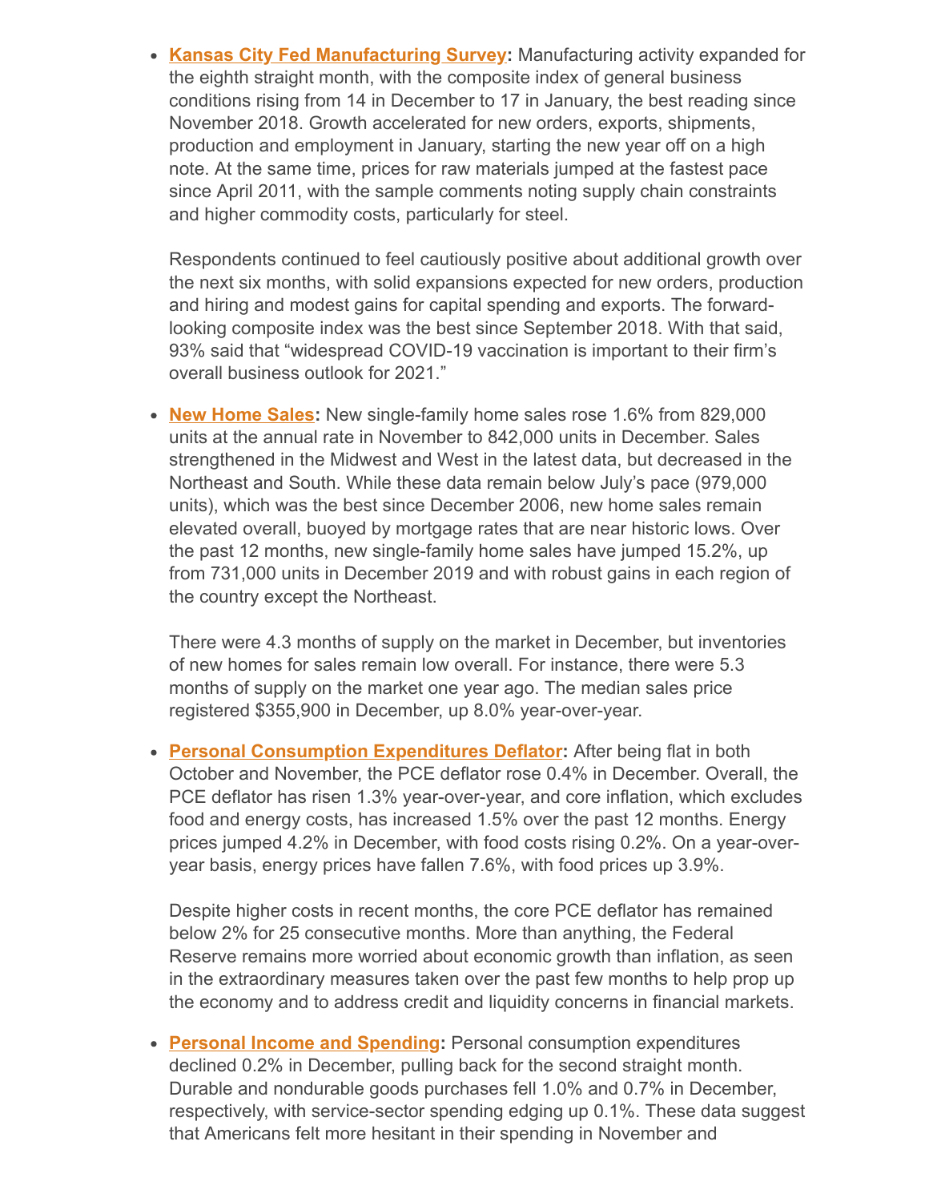- **Kansas City Fed Manufacturing Survey:** Manufacturing activity expanded for the eighth straight month, with the composite index of general business conditions rising from 14 in December to 17 in January, the best reading since November 2018. Growth accelerated for new orders, exports, shipments, production and employment in January, starting the new year off on a high note. At the same time, prices for raw materials jumped at the fastest pace since April 2011, with the sample comments noting supply chain constraints and higher commodity costs, particularly for steel.

  Respondents continued to feel cautiously positive about additional growth over the next six months, with solid expansions expected for new orders, production and hiring and modest gains for capital spending and exports. The forward-looking composite index was the best since September 2018. With that said, 93% said that "widespread COVID-19 vaccination is important to their firm's overall business outlook for 2021."

- **New Home Sales:** New single-family home sales rose 1.6% from 829,000 units at the annual rate in November to 842,000 units in December. Sales strengthened in the Midwest and West in the latest data, but decreased in the Northeast and South. While these data remain below July's pace (979,000 units), which was the best since December 2006, new home sales remain elevated overall, buoyed by mortgage rates that are near historic lows. Over the past 12 months, new single-family home sales have jumped 15.2%, up from 731,000 units in December 2019 and with robust gains in each region of the country except the Northeast.

  There were 4.3 months of supply on the market in December, but inventories of new homes for sales remain low overall. For instance, there were 5.3 months of supply on the market one year ago. The median sales price registered $355,900 in December, up 8.0% year-over-year.

- **Personal Consumption Expenditures Deflator:** After being flat in both October and November, the PCE deflator rose 0.4% in December. Overall, the PCE deflator has risen 1.3% year-over-year, and core inflation, which excludes food and energy costs, has increased 1.5% over the past 12 months. Energy prices jumped 4.2% in December, with food costs rising 0.2%. On a year-over-year basis, energy prices have fallen 7.6%, with food prices up 3.9%.

  Despite higher costs in recent months, the core PCE deflator has remained below 2% for 25 consecutive months. More than anything, the Federal Reserve remains more worried about economic growth than inflation, as seen in the extraordinary measures taken over the past few months to help prop up the economy and to address credit and liquidity concerns in financial markets.

- **Personal Income and Spending:** Personal consumption expenditures declined 0.2% in December, pulling back for the second straight month. Durable and nondurable goods purchases fell 1.0% and 0.7% in December, respectively, with service-sector spending edging up 0.1%. These data suggest that Americans felt more hesitant in their spending in November and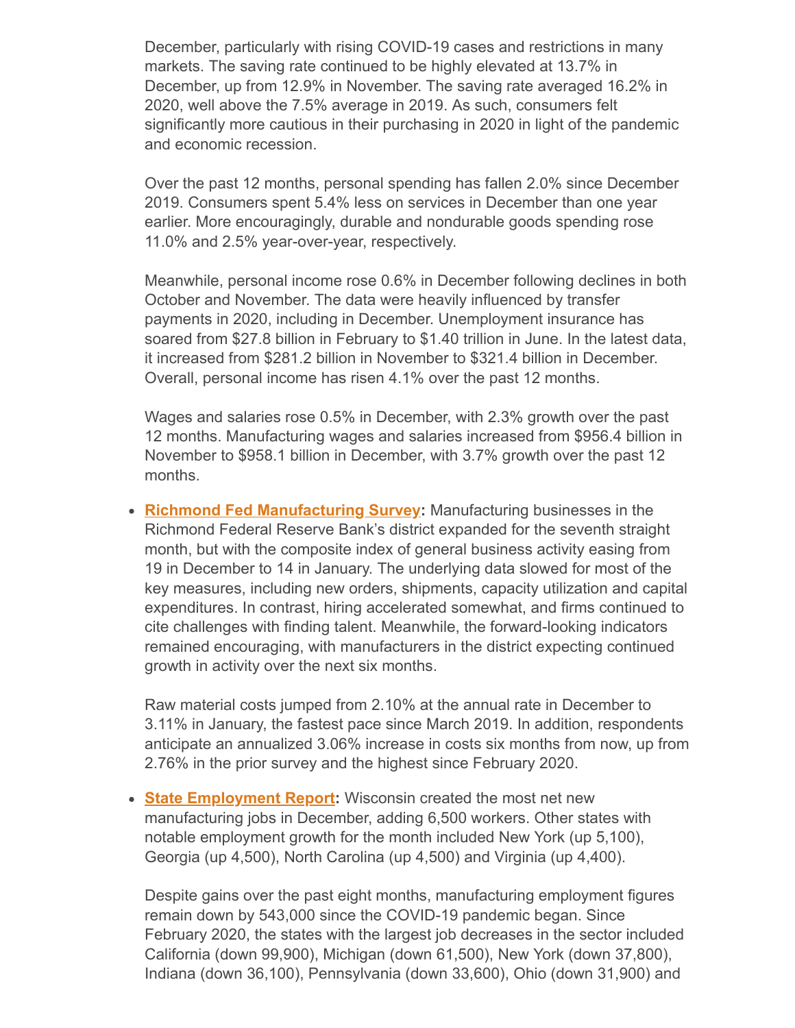December, particularly with rising COVID-19 cases and restrictions in many markets. The saving rate continued to be highly elevated at 13.7% in December, up from 12.9% in November. The saving rate averaged 16.2% in 2020, well above the 7.5% average in 2019. As such, consumers felt significantly more cautious in their purchasing in 2020 in light of the pandemic and economic recession.

Over the past 12 months, personal spending has fallen 2.0% since December 2019. Consumers spent 5.4% less on services in December than one year earlier. More encouragingly, durable and nondurable goods spending rose 11.0% and 2.5% year-over-year, respectively.

Meanwhile, personal income rose 0.6% in December following declines in both October and November. The data were heavily influenced by transfer payments in 2020, including in December. Unemployment insurance has soared from $27.8 billion in February to $1.40 trillion in June. In the latest data, it increased from $281.2 billion in November to $321.4 billion in December. Overall, personal income has risen 4.1% over the past 12 months.

Wages and salaries rose 0.5% in December, with 2.3% growth over the past 12 months. Manufacturing wages and salaries increased from $956.4 billion in November to $958.1 billion in December, with 3.7% growth over the past 12 months.

- **Richmond Fed Manufacturing Survey:** Manufacturing businesses in the Richmond Federal Reserve Bank's district expanded for the seventh straight month, but with the composite index of general business activity easing from 19 in December to 14 in January. The underlying data slowed for most of the key measures, including new orders, shipments, capacity utilization and capital expenditures. In contrast, hiring accelerated somewhat, and firms continued to cite challenges with finding talent. Meanwhile, the forward-looking indicators remained encouraging, with manufacturers in the district expecting continued growth in activity over the next six months.

  Raw material costs jumped from 2.10% at the annual rate in December to 3.11% in January, the fastest pace since March 2019. In addition, respondents anticipate an annualized 3.06% increase in costs six months from now, up from 2.76% in the prior survey and the highest since February 2020.

- **State Employment Report:** Wisconsin created the most net new manufacturing jobs in December, adding 6,500 workers. Other states with notable employment growth for the month included New York (up 5,100), Georgia (up 4,500), North Carolina (up 4,500) and Virginia (up 4,400).

  Despite gains over the past eight months, manufacturing employment figures remain down by 543,000 since the COVID-19 pandemic began. Since February 2020, the states with the largest job decreases in the sector included California (down 99,900), Michigan (down 61,500), New York (down 37,800), Indiana (down 36,100), Pennsylvania (down 33,600), Ohio (down 31,900) and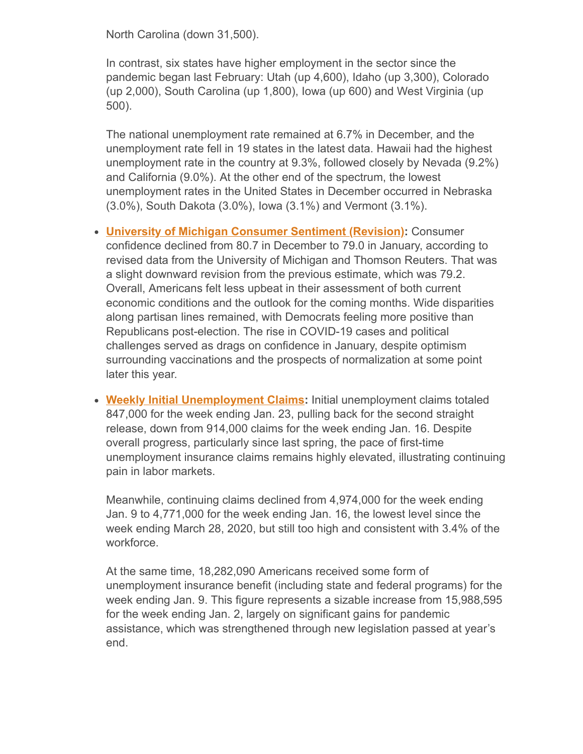North Carolina (down 31,500).

In contrast, six states have higher employment in the sector since the pandemic began last February: Utah (up 4,600), Idaho (up 3,300), Colorado (up 2,000), South Carolina (up 1,800), Iowa (up 600) and West Virginia (up 500).

The national unemployment rate remained at 6.7% in December, and the unemployment rate fell in 19 states in the latest data. Hawaii had the highest unemployment rate in the country at 9.3%, followed closely by Nevada (9.2%) and California (9.0%). At the other end of the spectrum, the lowest unemployment rates in the United States in December occurred in Nebraska (3.0%), South Dakota (3.0%), Iowa (3.1%) and Vermont (3.1%).

- **University of Michigan Consumer Sentiment (Revision):** Consumer confidence declined from 80.7 in December to 79.0 in January, according to revised data from the University of Michigan and Thomson Reuters. That was a slight downward revision from the previous estimate, which was 79.2. Overall, Americans felt less upbeat in their assessment of both current economic conditions and the outlook for the coming months. Wide disparities along partisan lines remained, with Democrats feeling more positive than Republicans post-election. The rise in COVID-19 cases and political challenges served as drags on confidence in January, despite optimism surrounding vaccinations and the prospects of normalization at some point later this year.

- **Weekly Initial Unemployment Claims:** Initial unemployment claims totaled 847,000 for the week ending Jan. 23, pulling back for the second straight release, down from 914,000 claims for the week ending Jan. 16. Despite overall progress, particularly since last spring, the pace of first-time unemployment insurance claims remains highly elevated, illustrating continuing pain in labor markets.

  Meanwhile, continuing claims declined from 4,974,000 for the week ending Jan. 9 to 4,771,000 for the week ending Jan. 16, the lowest level since the week ending March 28, 2020, but still too high and consistent with 3.4% of the workforce.

  At the same time, 18,282,090 Americans received some form of unemployment insurance benefit (including state and federal programs) for the week ending Jan. 9. This figure represents a sizable increase from 15,988,595 for the week ending Jan. 2, largely on significant gains for pandemic assistance, which was strengthened through new legislation passed at year's end.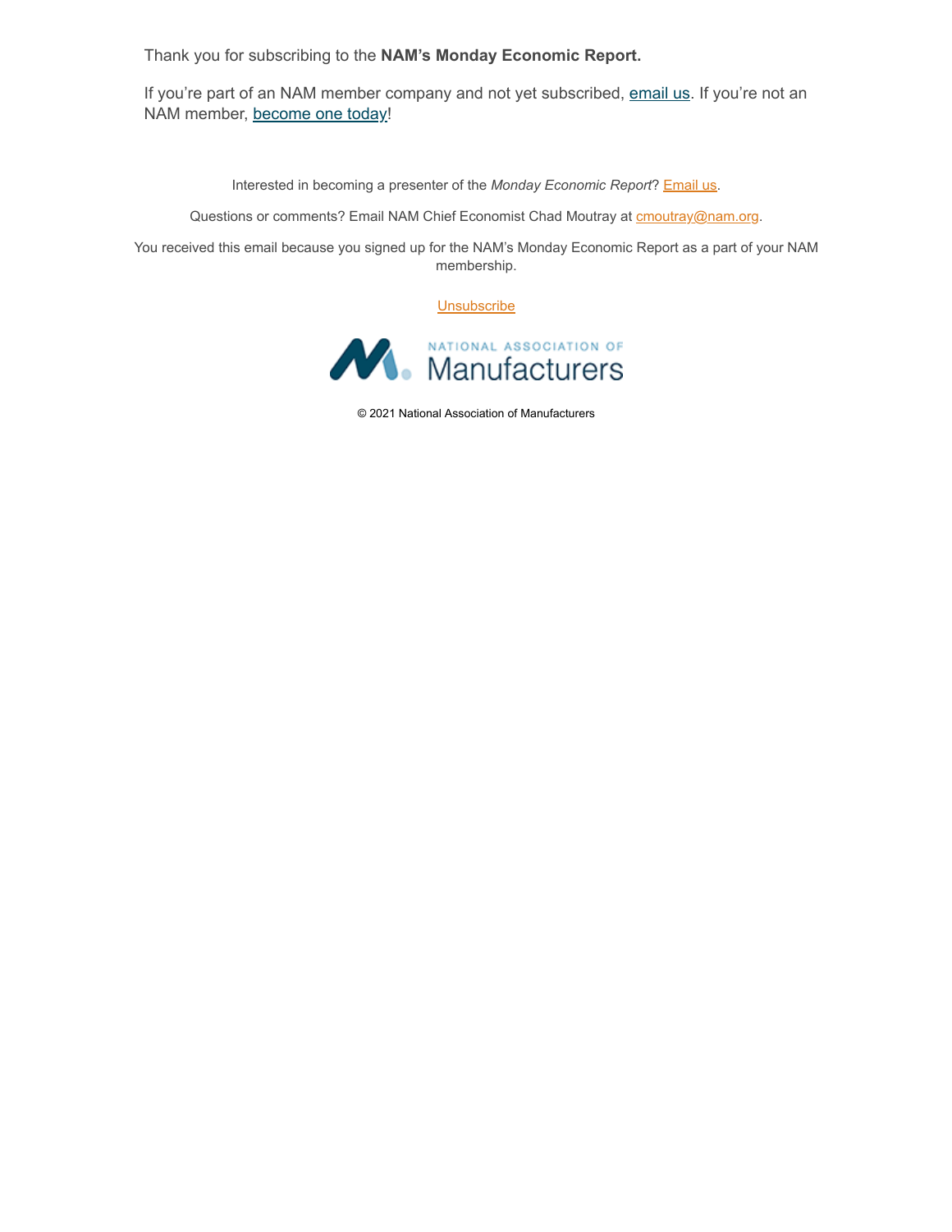Thank you for subscribing to the **NAM's Monday Economic Report.**

If you're part of an NAM member company and not yet subscribed, email us. If you're not an NAM member, become one today!

Interested in becoming a presenter of the *Monday Economic Report*? Email us.

Questions or comments? Email NAM Chief Economist Chad Moutray at cmoutray@nam.org.

You received this email because you signed up for the NAM's Monday Economic Report as a part of your NAM membership.

Unsubscribe

NATIONAL ASSOCIATION OF Manufacturers

© 2021 National Association of Manufacturers